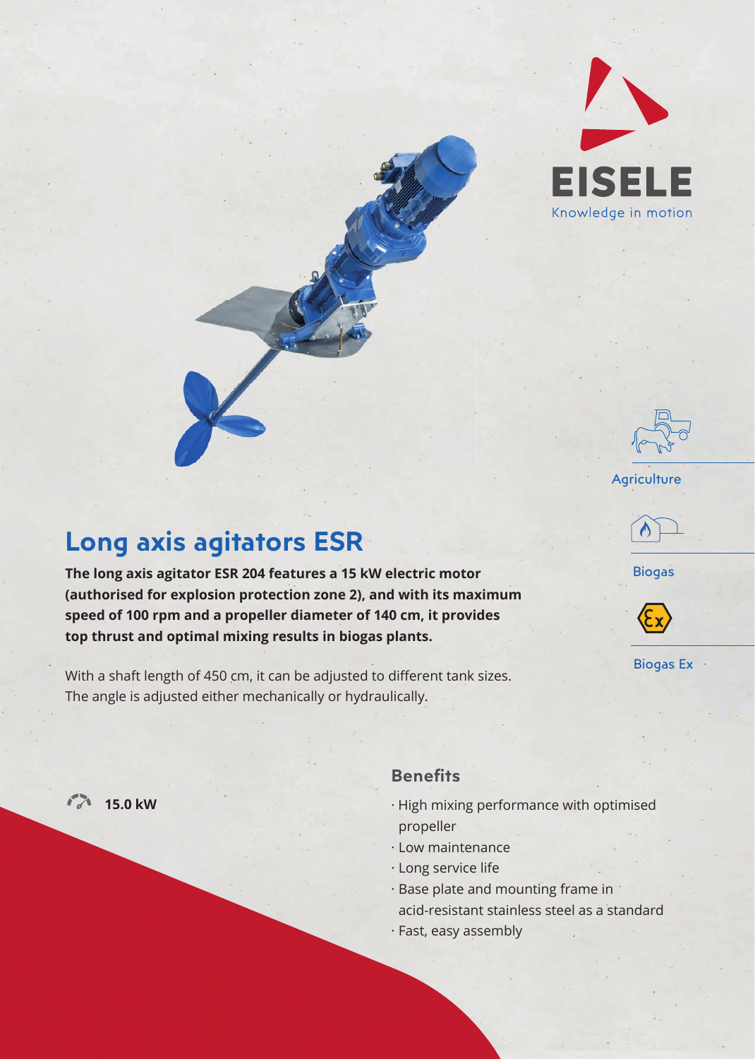EISELE

Knowledge in motion

Agriculture

Biogas

Biogas Ex

# Long axis agitators ESR

**The long axis agitator ESR 204 features a 15 kW electric motor (authorised for explosion protection zone 2), and with its maximum speed of 100 rpm and a propeller diameter of 140 cm, it provides top thrust and optimal mixing results in biogas plants.**

With a shaft length of 450 cm, it can be adjusted to different tank sizes. The angle is adjusted either mechanically or hydraulically.

**15.0 kW**

## Benefits

- High mixing performance with optimised propeller
- Low maintenance
- Long service life
- Base plate and mounting frame in acid-resistant stainless steel as a standard
- Fast, easy assembly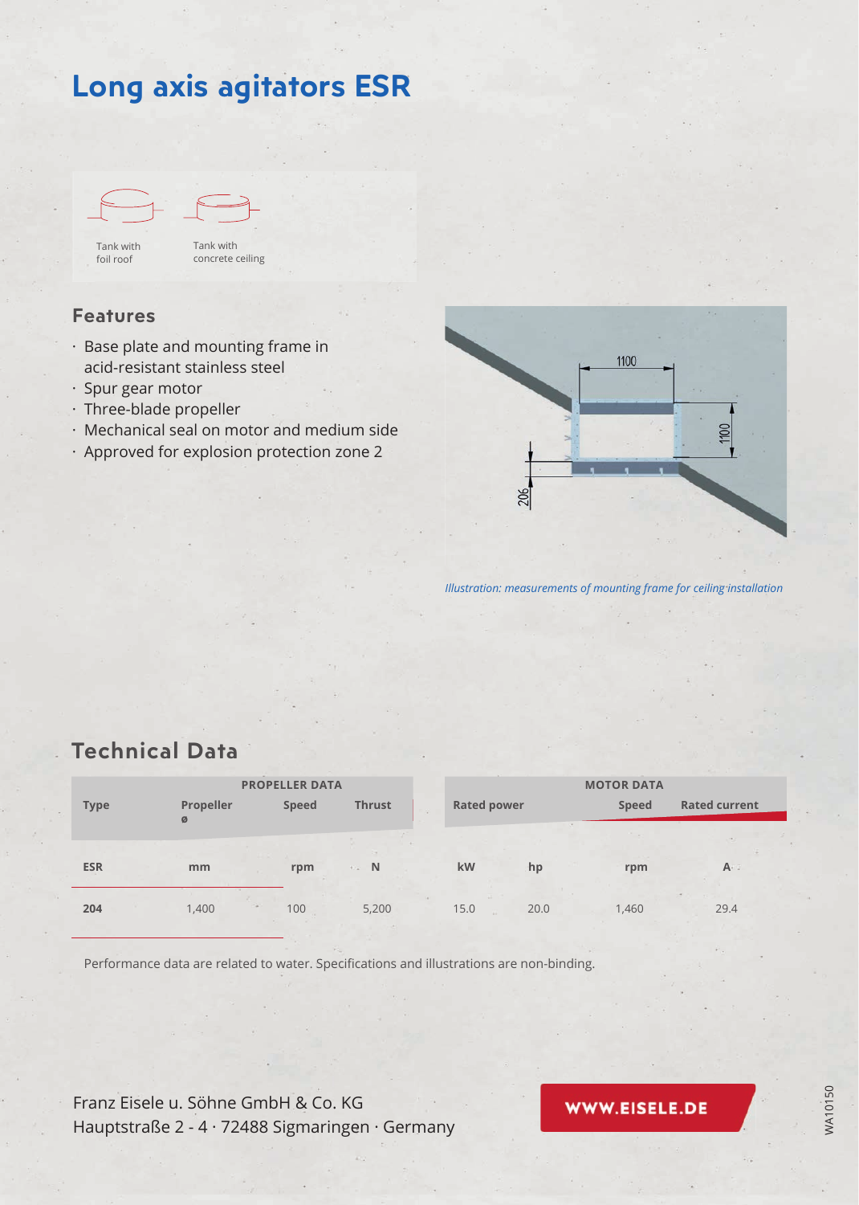# Long axis agitators ESR

Tank with foil roof

Tank with concrete ceiling

## Features

- Base plate and mounting frame in acid-resistant stainless steel
- Spur gear motor
- Three-blade propeller
- Mechanical seal on motor and medium side
- Approved for explosion protection zone 2

1100

1100

206

*Illustration: measurements of mounting frame for ceiling installation*

## Technical Data

| | PROPELLER DATA | | | MOTOR DATA | | | |
|---|---|---|---|---|---|---|---|
| **Type** | **Propeller ø** | **Speed** | **Thrust** | **Rated power** | | **Speed** | **Rated current** |
| **ESR** | **mm** | **rpm** | **N** | **kW** | **hp** | **rpm** | **A** |
| **204** | 1,400 | 100 | 5,200 | 15.0 | 20.0 | 1,460 | 29.4 |

Performance data are related to water. Specifications and illustrations are non-binding.

Franz Eisele u. Söhne GmbH & Co. KG
Hauptstraße 2 - 4 · 72488 Sigmaringen · Germany

**WWW.EISELE.DE**

WA10150